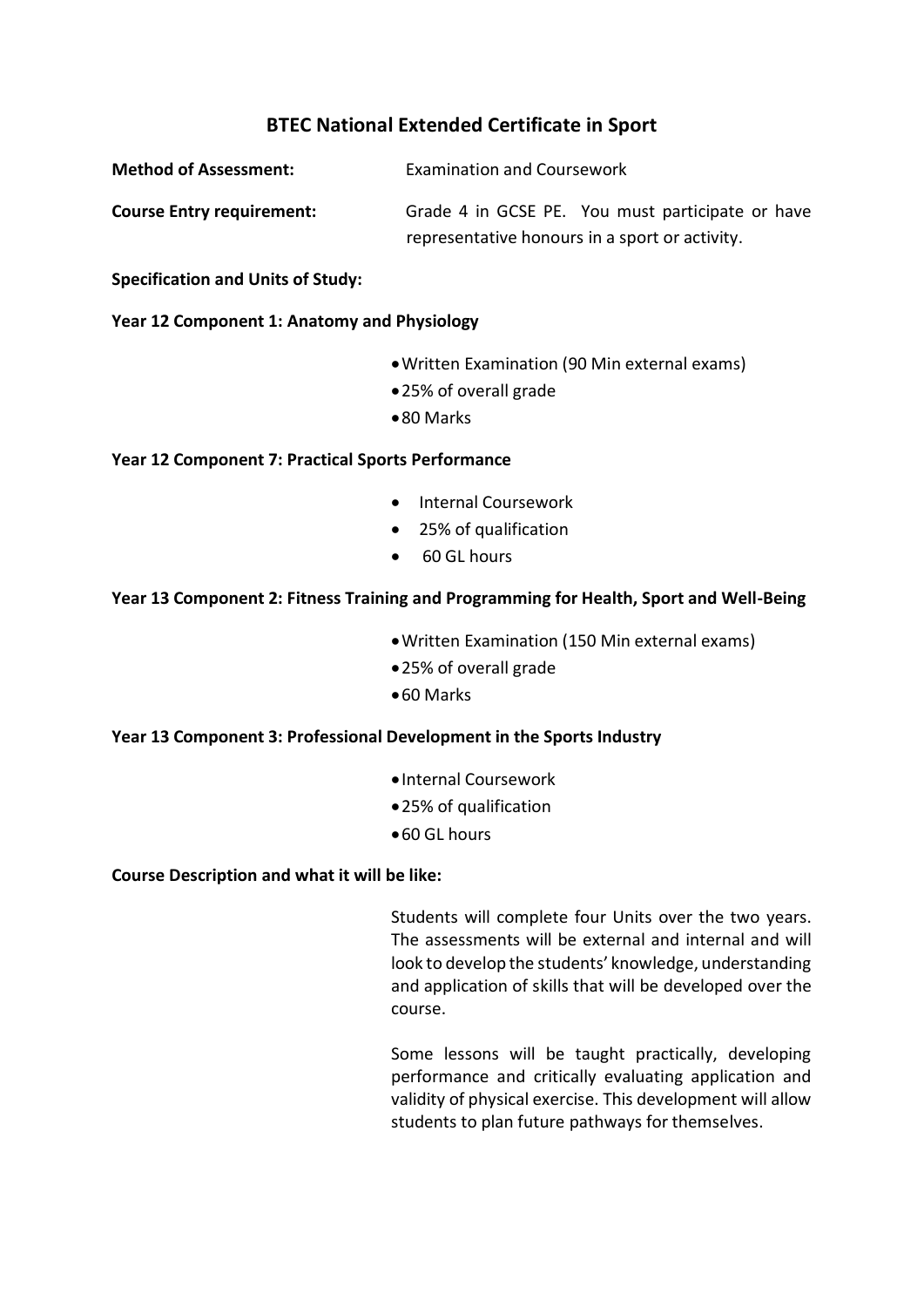# BTEC National Extended Certificate in Sport

**Method of Assessment:** Examination and Coursework

**Course Entry requirement:** Grade 4 in GCSE PE. You must participate or have representative honours in a sport or activity.

**Specification and Units of Study:**

**Year 12 Component 1: Anatomy and Physiology**

- Written Examination (90 Min external exams)
- 25% of overall grade
- 80 Marks

**Year 12 Component 7: Practical Sports Performance**

- Internal Coursework
- 25% of qualification
- 60 GL hours

**Year 13 Component 2: Fitness Training and Programming for Health, Sport and Well-Being**

- Written Examination (150 Min external exams)
- 25% of overall grade
- 60 Marks

**Year 13 Component 3: Professional Development in the Sports Industry**

- Internal Coursework
- 25% of qualification
- 60 GL hours

**Course Description and what it will be like:**

Students will complete four Units over the two years. The assessments will be external and internal and will look to develop the students' knowledge, understanding and application of skills that will be developed over the course.

Some lessons will be taught practically, developing performance and critically evaluating application and validity of physical exercise. This development will allow students to plan future pathways for themselves.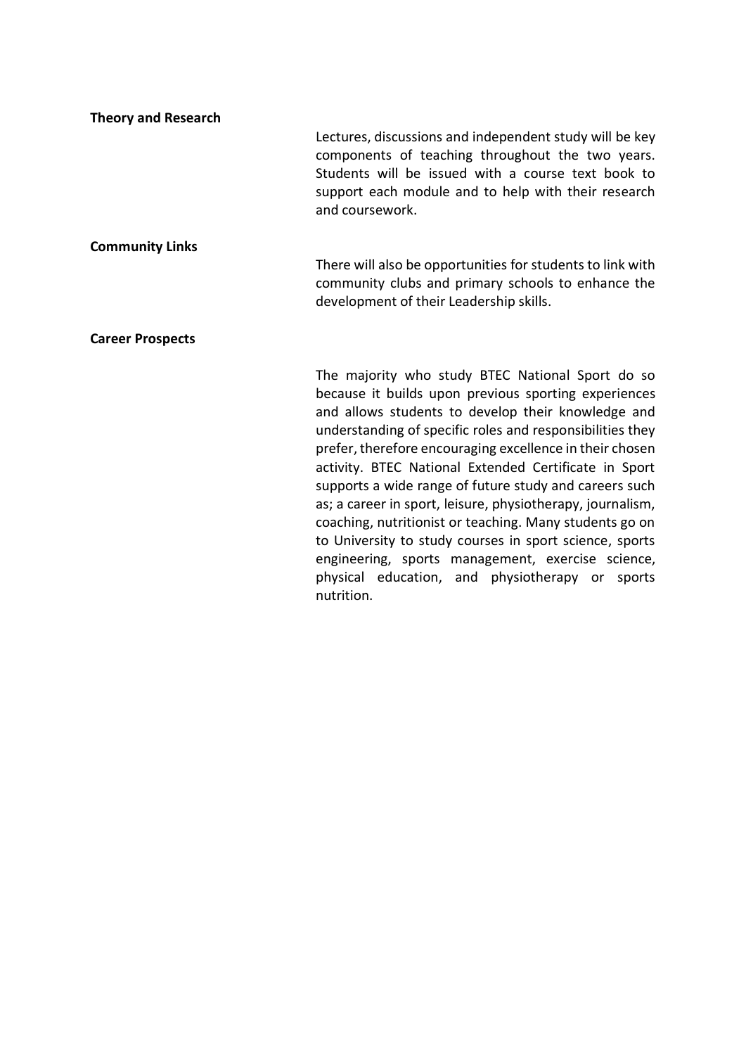**Theory and Research**

Lectures, discussions and independent study will be key components of teaching throughout the two years. Students will be issued with a course text book to support each module and to help with their research and coursework.

**Community Links**

There will also be opportunities for students to link with community clubs and primary schools to enhance the development of their Leadership skills.

**Career Prospects**

The majority who study BTEC National Sport do so because it builds upon previous sporting experiences and allows students to develop their knowledge and understanding of specific roles and responsibilities they prefer, therefore encouraging excellence in their chosen activity. BTEC National Extended Certificate in Sport supports a wide range of future study and careers such as; a career in sport, leisure, physiotherapy, journalism, coaching, nutritionist or teaching. Many students go on to University to study courses in sport science, sports engineering, sports management, exercise science, physical education, and physiotherapy or sports nutrition.